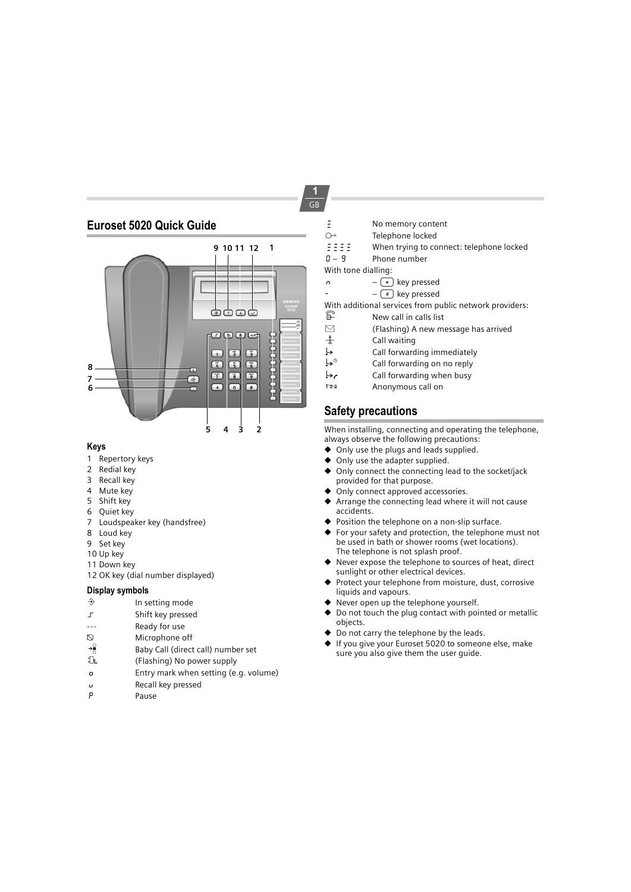# Euroset 5020 Quick Guide

### Keys

1 Repertory keys
2 Redial key
3 Recall key
4 Mute key
5 Shift key
6 Quiet key
7 Loudspeaker key (handsfree)
8 Loud key
9 Set key
10 Up key
11 Down key
12 OK key (dial number displayed)

### Display symbols

| Symbol | Meaning |
|---|---|
| ⊕ | In setting mode |
| ⌐ | Shift key pressed |
| --- | Ready for use |
| ⊘ | Microphone off |
| →▯ | Baby Call (direct call) number set |
| ⌂ | (Flashing) No power supply |
| o | Entry mark when setting (e.g. volume) |
| ᴗ | Recall key pressed |
| P | Pause |
| ≡ | No memory content |
| O⊸ | Telephone locked |
| ≡ ≡ ≡ ≡ | When trying to connect: telephone locked |
| 0 – 9 | Phone number |

With tone dialling:

| Symbol | Meaning |
|---|---|
| ∩ | – * key pressed |
| - | – # key pressed |

With additional services from public network providers:

| Symbol | Meaning |
|---|---|
| ☏ | New call in calls list |
| ✉ | (Flashing) A new message has arrived |
| ⊥ | Call waiting |
| ↳ | Call forwarding immediately |
| ↳◷ | Call forwarding on no reply |
| ↳⌐ | Call forwarding when busy |
| 123 | Anonymous call on |

## Safety precautions

When installing, connecting and operating the telephone, always observe the following precautions:

- Only use the plugs and leads supplied.
- Only use the adapter supplied.
- Only connect the connecting lead to the socket/jack provided for that purpose.
- Only connect approved accessories.
- Arrange the connecting lead where it will not cause accidents.
- Position the telephone on a non-slip surface.
- For your safety and protection, the telephone must not be used in bath or shower rooms (wet locations). The telephone is not splash proof.
- Never expose the telephone to sources of heat, direct sunlight or other electrical devices.
- Protect your telephone from moisture, dust, corrosive liquids and vapours.
- Never open up the telephone yourself.
- Do not touch the plug contact with pointed or metallic objects.
- Do not carry the telephone by the leads.
- If you give your Euroset 5020 to someone else, make sure you also give them the user guide.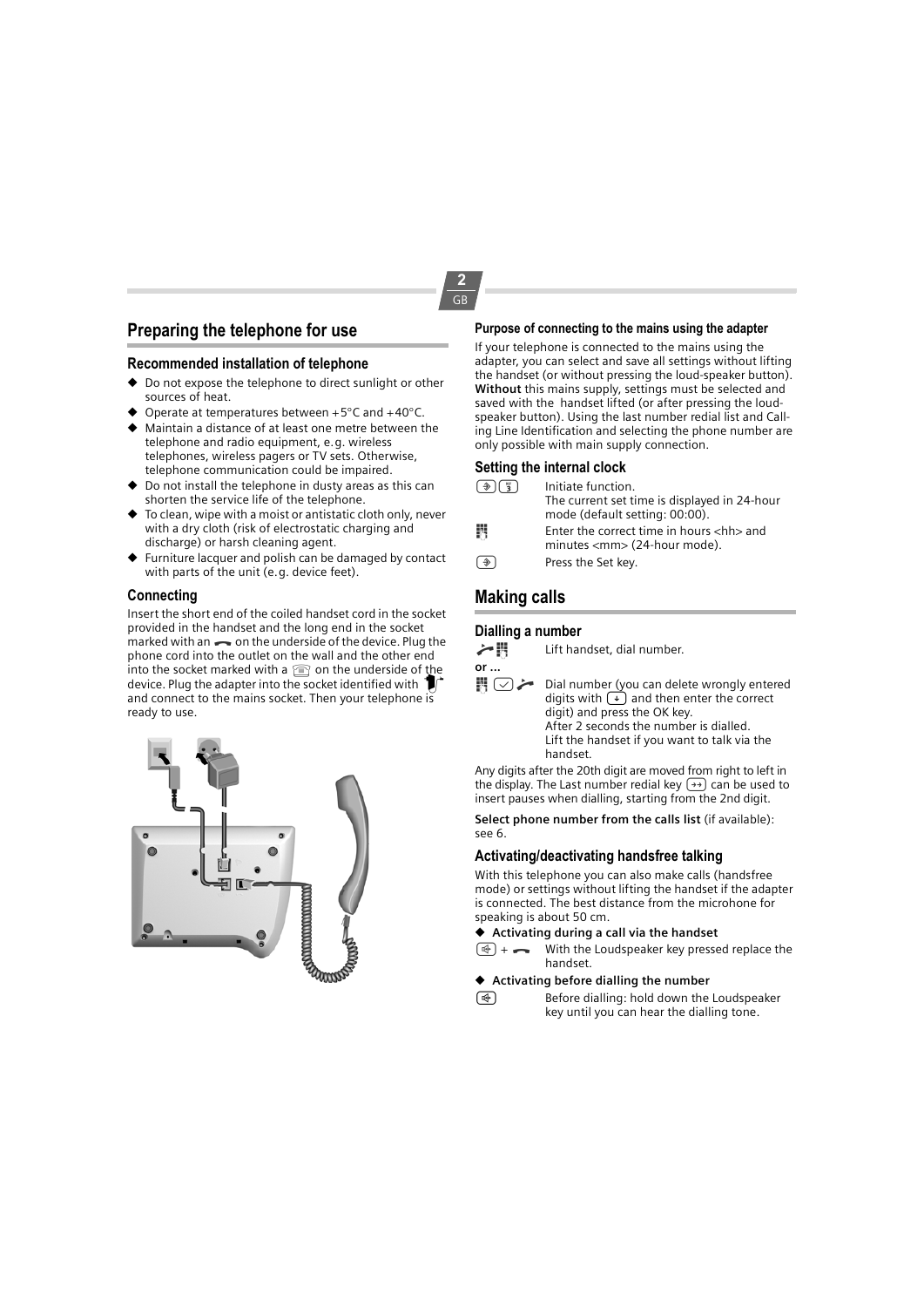# Preparing the telephone for use

## Recommended installation of telephone

- Do not expose the telephone to direct sunlight or other sources of heat.
- Operate at temperatures between +5°C and +40°C.
- Maintain a distance of at least one metre between the telephone and radio equipment, e.g. wireless telephones, wireless pagers or TV sets. Otherwise, telephone communication could be impaired.
- Do not install the telephone in dusty areas as this can shorten the service life of the telephone.
- To clean, wipe with a moist or antistatic cloth only, never with a dry cloth (risk of electrostatic charging and discharge) or harsh cleaning agent.
- Furniture lacquer and polish can be damaged by contact with parts of the unit (e.g. device feet).

## Connecting

Insert the short end of the coiled handset cord in the socket provided in the handset and the long end in the socket marked with an on the underside of the device. Plug the phone cord into the outlet on the wall and the other end into the socket marked with a on the underside of the device. Plug the adapter into the socket identified with and connect to the mains socket. Then your telephone is ready to use.

## Purpose of connecting to the mains using the adapter

If your telephone is connected to the mains using the adapter, you can select and save all settings without lifting the handset (or without pressing the loud-speaker button). **Without** this mains supply, settings must be selected and saved with the handset lifted (or after pressing the loud-speaker button). Using the last number redial list and Calling Line Identification and selecting the phone number are only possible with main supply connection.

## Setting the internal clock

| | |
|---|---|
| | Initiate function. The current set time is displayed in 24-hour mode (default setting: 00:00). |
| | Enter the correct time in hours <hh> and minutes <mm> (24-hour mode). |
| | Press the Set key. |

# Making calls

## Dialling a number

| | |
|---|---|
| | Lift handset, dial number. |

**or ...**

| | |
|---|---|
| | Dial number (you can delete wrongly entered digits with and then enter the correct digit) and press the OK key. After 2 seconds the number is dialled. Lift the handset if you want to talk via the handset. |

Any digits after the 20th digit are moved from right to left in the display. The Last number redial key can be used to insert pauses when dialling, starting from the 2nd digit.

**Select phone number from the calls list** (if available): see 6.

## Activating/deactivating handsfree talking

With this telephone you can also make calls (handsfree mode) or settings without lifting the handset if the adapter is connected. The best distance from the microhone for speaking is about 50 cm.

- **Activating during a call via the handset**

| | |
|---|---|
| + | With the Loudspeaker key pressed replace the handset. |

- **Activating before dialling the number**

| | |
|---|---|
| | Before dialling: hold down the Loudspeaker key until you can hear the dialling tone. |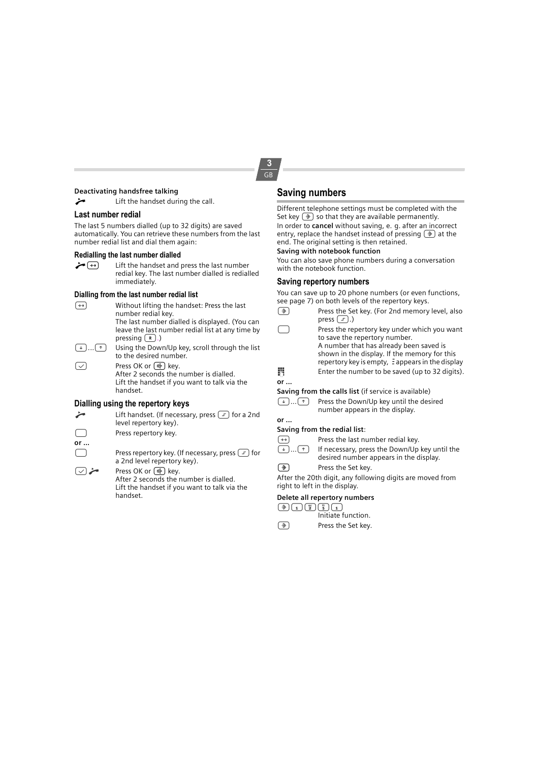#### Deactivating handsfree talking

Lift the handset during the call.

### Last number redial

The last 5 numbers dialled (up to 32 digits) are saved automatically. You can retrieve these numbers from the last number redial list and dial them again:

#### Redialling the last number dialled

Lift the handset and press the last number redial key. The last number dialled is redialled immediately.

#### Dialling from the last number redial list

Without lifting the handset: Press the last number redial key.
The last number dialled is displayed. (You can leave the last number redial list at any time by pressing R.)

Using the Down/Up key, scroll through the list to the desired number.

Press OK or key.
After 2 seconds the number is dialled.
Lift the handset if you want to talk via the handset.

### Dialling using the repertory keys

Lift handset. (If necessary, press for a 2nd level repertory key).

Press repertory key.

**or ...**

Press repertory key. (If necessary, press for a 2nd level repertory key).

Press OK or key.
After 2 seconds the number is dialled.
Lift the handset if you want to talk via the handset.

## Saving numbers

Different telephone settings must be completed with the Set key so that they are available permanently.
In order to **cancel** without saving, e. g. after an incorrect entry, replace the handset instead of pressing at the end. The original setting is then retained.

#### Saving with notebook function

You can also save phone numbers during a conversation with the notebook function.

### Saving repertory numbers

You can save up to 20 phone numbers (or even functions, see page 7) on both levels of the repertory keys.

Press the Set key. (For 2nd memory level, also press .)

Press the repertory key under which you want to save the repertory number.
A number that has already been saved is shown in the display. If the memory for this repertory key is empty, appears in the display

Enter the number to be saved (up to 32 digits).

**or ...**

**Saving from the calls list** (if service is available)

Press the Down/Up key until the desired number appears in the display.

**or ...**

**Saving from the redial list**:

Press the last number redial key.

If necessary, press the Down/Up key until the desired number appears in the display.

Press the Set key.

After the 20th digit, any following digits are moved from right to left in the display.

#### Delete all repertory numbers

1 2 5 1
Initiate function.

Press the Set key.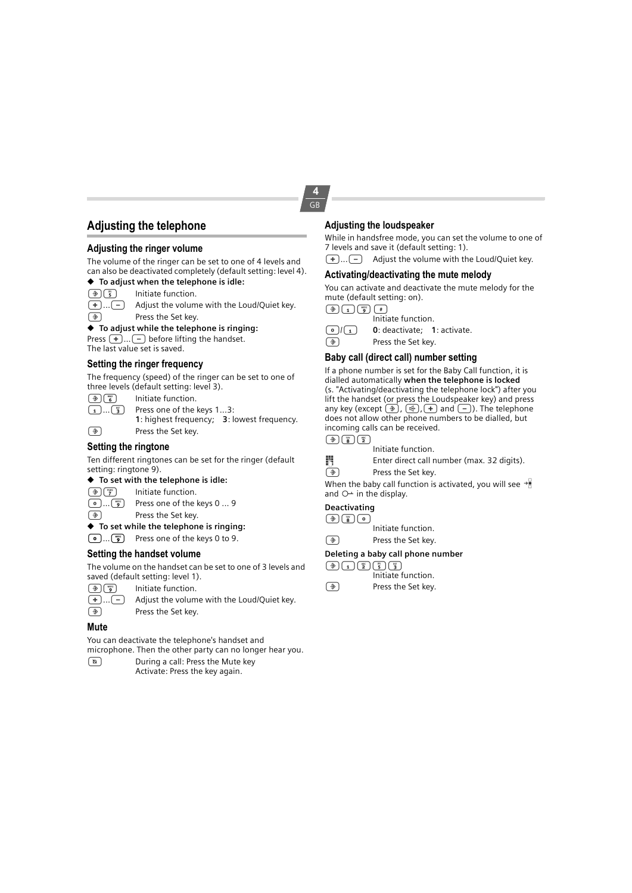# Adjusting the telephone

## Adjusting the ringer volume

The volume of the ringer can be set to one of 4 levels and can also be deactivated completely (default setting: level 4).

◆ **To adjust when the telephone is idle:**

[Set] [5] Initiate function.

[+] ... [−] Adjust the volume with the Loud/Quiet key.

[Set] Press the Set key.

◆ **To adjust while the telephone is ringing:**

Press [+] ... [−] before lifting the handset.
The last value set is saved.

## Setting the ringer frequency

The frequency (speed) of the ringer can be set to one of three levels (default setting: level 3).

[Set] [6] Initiate function.

[1] ... [3] Press one of the keys 1...3:
**1**: highest frequency; **3**: lowest frequency.

[Set] Press the Set key.

## Setting the ringtone

Ten different ringtones can be set for the ringer (default setting: ringtone 9).

◆ **To set with the telephone is idle:**

[Set] [7] Initiate function.

[0] ... [9] Press one of the keys 0 ... 9

[Set] Press the Set key.

◆ **To set while the telephone is ringing:**

[0] ... [9] Press one of the keys 0 to 9.

## Setting the handset volume

The volume on the handset can be set to one of 3 levels and saved (default setting: level 1).

[Set] [9] Initiate function.

[+] ... [−] Adjust the volume with the Loud/Quiet key.

[Set] Press the Set key.

## Mute

You can deactivate the telephone's handset and microphone. Then the other party can no longer hear you.

[Mute] During a call: Press the Mute key
Activate: Press the key again.

## Adjusting the loudspeaker

While in handsfree mode, you can set the volume to one of 7 levels and save it (default setting: 1).

[+] ... [−] Adjust the volume with the Loud/Quiet key.

## Activating/deactivating the mute melody

You can activate and deactivate the mute melody for the mute (default setting: on).

[Set] [1] [9] [#]
Initiate function.

[0] / [1] **0**: deactivate; **1**: activate.

[Set] Press the Set key.

## Baby call (direct call) number setting

If a phone number is set for the Baby Call function, it is dialled automatically **when the telephone is locked** (s. "Activating/deactivating the telephone lock") after you lift the handset (or press the Loudspeaker key) and press any key (except [Set], [Loudspeaker], [+] and [−]). The telephone does not allow other phone numbers to be dialled, but incoming calls can be received.

[Set] [8] [2]
Initiate function.

[Keypad] Enter direct call number (max. 32 digits).

[Set] Press the Set key.

When the baby call function is activated, you will see → and O→ in the display.

### Deactivating

[Set] [8] [0]
Initiate function.

[Set] Press the Set key.

### Deleting a baby call phone number

[Set] [1] [2] [5] [3]
Initiate function.

[Set] Press the Set key.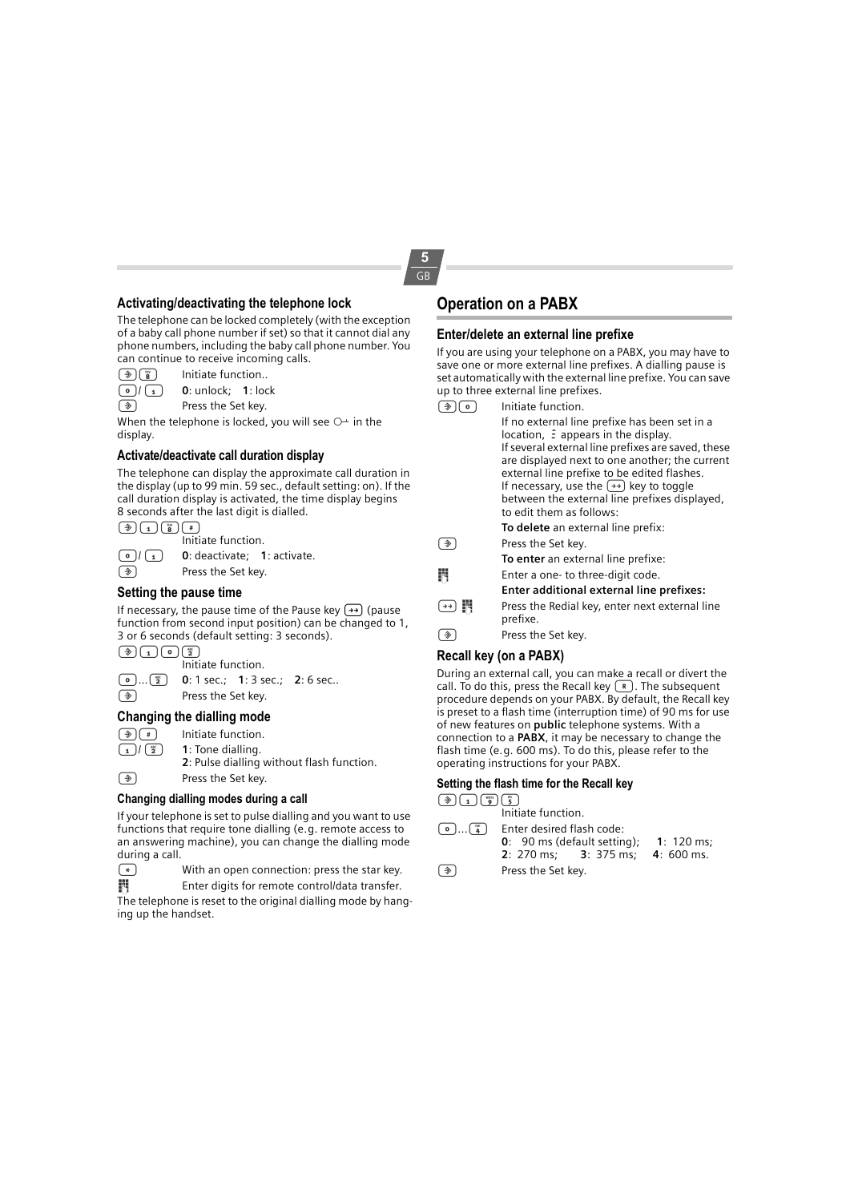## Activating/deactivating the telephone lock

The telephone can be locked completely (with the exception of a baby call phone number if set) so that it cannot dial any phone numbers, including the baby call phone number. You can continue to receive incoming calls.

| | |
|---|---|
| [Set] [8] | Initiate function.. |
| [0] / [1] | **0**: unlock; **1**: lock |
| [Set] | Press the Set key. |

When the telephone is locked, you will see ⊶ in the display.

### Activate/deactivate call duration display

The telephone can display the approximate call duration in the display (up to 99 min. 59 sec., default setting: on). If the call duration display is activated, the time display begins 8 seconds after the last digit is dialled.

| | |
|---|---|
| [Set] [1] [8] [#] | Initiate function. |
| [0] / [1] | **0**: deactivate; **1**: activate. |
| [Set] | Press the Set key. |

### Setting the pause time

If necessary, the pause time of the Pause key [→→] (pause function from second input position) can be changed to 1, 3 or 6 seconds (default setting: 3 seconds).

| | |
|---|---|
| [Set] [1] [0] [2] | Initiate function. |
| [0] ... [2] | **0**: 1 sec.; **1**: 3 sec.; **2**: 6 sec.. |
| [Set] | Press the Set key. |

### Changing the dialling mode

| | |
|---|---|
| [Set] [#] | Initiate function. |
| [1] / [2] | **1**: Tone dialling. **2**: Pulse dialling without flash function. |
| [Set] | Press the Set key. |

#### Changing dialling modes during a call

If your telephone is set to pulse dialling and you want to use functions that require tone dialling (e.g. remote access to an answering machine), you can change the dialling mode during a call.

| | |
|---|---|
| [*] | With an open connection: press the star key. |
| [keypad] | Enter digits for remote control/data transfer. |

The telephone is reset to the original dialling mode by hanging up the handset.

## Operation on a PABX

### Enter/delete an external line prefixe

If you are using your telephone on a PABX, you may have to save one or more external line prefixes. A dialling pause is set automatically with the external line prefixe. You can save up to three external line prefixes.

| | |
|---|---|
| [Set] [0] | Initiate function. If no external line prefixe has been set in a location, Ξ appears in the display. If several external line prefixes are saved, these are displayed next to one another; the current external line prefixe to be edited flashes. If necessary, use the [→→] key to toggle between the external line prefixes displayed, to edit them as follows: |
| | **To delete** an external line prefix: |
| [Set] | Press the Set key. |
| | **To enter** an external line prefixe: |
| [keypad] | Enter a one- to three-digit code. |
| | **Enter additional external line prefixes:** |
| [→→] [keypad] | Press the Redial key, enter next external line prefixe. |
| [Set] | Press the Set key. |

### Recall key (on a PABX)

During an external call, you can make a recall or divert the call. To do this, press the Recall key [R]. The subsequent procedure depends on your PABX. By default, the Recall key is preset to a flash time (interruption time) of 90 ms for use of new features on **public** telephone systems. With a connection to a **PABX**, it may be necessary to change the flash time (e.g. 600 ms). To do this, please refer to the operating instructions for your PABX.

#### Setting the flash time for the Recall key

| | |
|---|---|
| [Set] [1] [9] [5] | Initiate function. |
| [0] ... [4] | Enter desired flash code: **0**: 90 ms (default setting); **1**: 120 ms; **2**: 270 ms; **3**: 375 ms; **4**: 600 ms. |
| [Set] | Press the Set key. |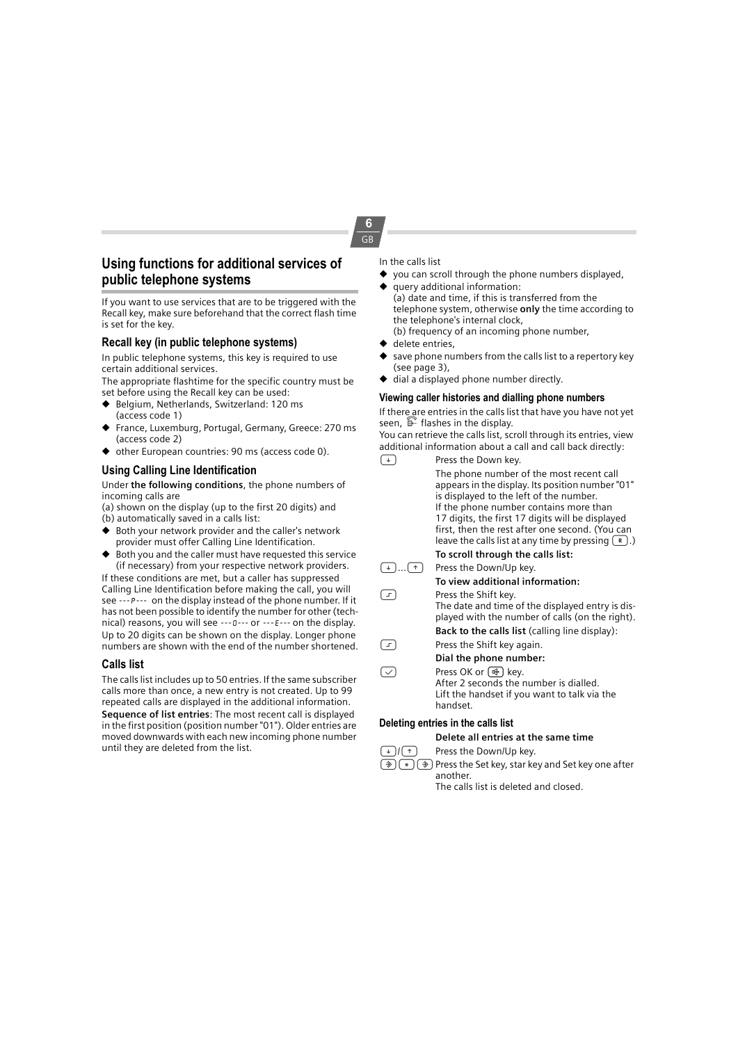## Using functions for additional services of public telephone systems

If you want to use services that are to be triggered with the Recall key, make sure beforehand that the correct flash time is set for the key.

### Recall key (in public telephone systems)

In public telephone systems, this key is required to use certain additional services.

The appropriate flashtime for the specific country must be set before using the Recall key can be used:

- Belgium, Netherlands, Switzerland: 120 ms (access code 1)
- France, Luxemburg, Portugal, Germany, Greece: 270 ms (access code 2)
- other European countries: 90 ms (access code 0).

### Using Calling Line Identification

Under **the following conditions**, the phone numbers of incoming calls are

(a) shown on the display (up to the first 20 digits) and
(b) automatically saved in a calls list:

- Both your network provider and the caller's network provider must offer Calling Line Identification.
- Both you and the caller must have requested this service (if necessary) from your respective network providers.

If these conditions are met, but a caller has suppressed Calling Line Identification before making the call, you will see ---P--- on the display instead of the phone number. If it has not been possible to identify the number for other (technical) reasons, you will see ---O--- or ---E--- on the display. Up to 20 digits can be shown on the display. Longer phone numbers are shown with the end of the number shortened.

### Calls list

The calls list includes up to 50 entries. If the same subscriber calls more than once, a new entry is not created. Up to 99 repeated calls are displayed in the additional information.

**Sequence of list entries**: The most recent call is displayed in the first position (position number "01"). Older entries are moved downwards with each new incoming phone number until they are deleted from the list.

In the calls list

- you can scroll through the phone numbers displayed,
- query additional information:
  (a) date and time, if this is transferred from the telephone system, otherwise **only** the time according to the telephone's internal clock,
  (b) frequency of an incoming phone number,
- delete entries,
- save phone numbers from the calls list to a repertory key (see page 3),
- dial a displayed phone number directly.

#### Viewing caller histories and dialling phone numbers

If there are entries in the calls list that have you have not yet seen, flashes in the display.

You can retrieve the calls list, scroll through its entries, view additional information about a call and call back directly:

| Key | Action |
|---|---|
| [↓] | Press the Down key. The phone number of the most recent call appears in the display. Its position number "01" is displayed to the left of the number. If the phone number contains more than 17 digits, the first 17 digits will be displayed first, then the rest after one second. (You can leave the calls list at any time by pressing [R].) |
| | **To scroll through the calls list:** |
| [↓] ... [↑] | Press the Down/Up key. |
| | **To view additional information:** |
| [Shift] | Press the Shift key. The date and time of the displayed entry is displayed with the number of calls (on the right). |
| | **Back to the calls list** (calling line display): |
| [Shift] | Press the Shift key again. |
| | **Dial the phone number:** |
| [OK] | Press OK or [speaker] key. After 2 seconds the number is dialled. Lift the handset if you want to talk via the handset. |

#### Deleting entries in the calls list

| Key | Action |
|---|---|
| | **Delete all entries at the same time** |
| [↓] / [↑] | Press the Down/Up key. |
| [Set] [*] [Set] | Press the Set key, star key and Set key one after another. The calls list is deleted and closed. |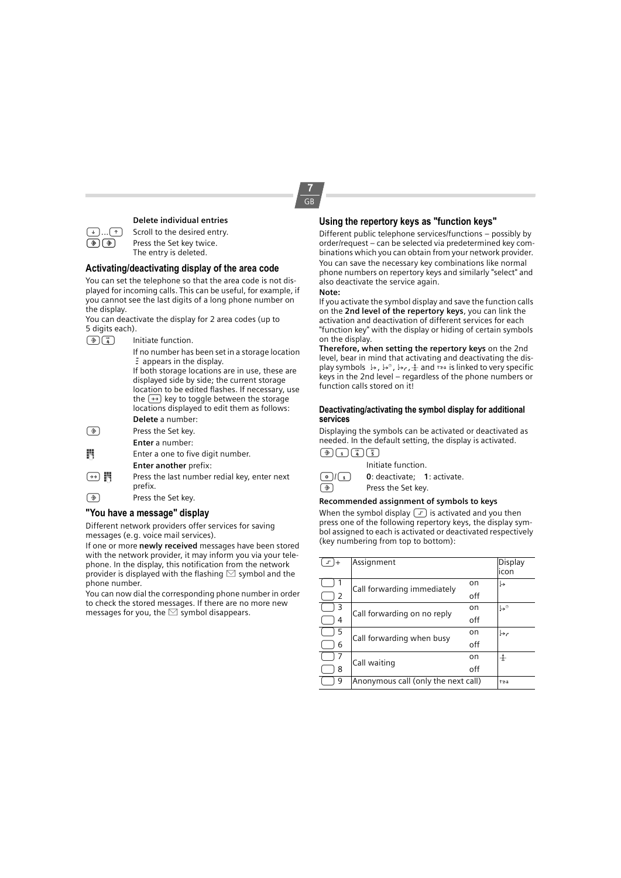**Delete individual entries**

| | |
|---|---|
| ↓ ... ↑ | Scroll to the desired entry. |
| Set Set | Press the Set key twice. The entry is deleted. |

## Activating/deactivating display of the area code

You can set the telephone so that the area code is not displayed for incoming calls. This can be useful, for example, if you cannot see the last digits of a long phone number on the display.

You can deactivate the display for 2 area codes (up to 5 digits each).

| | |
|---|---|
| Set 4 | Initiate function. |
| | If no number has been set in a storage location ⋮ appears in the display. If both storage locations are in use, these are displayed side by side; the current storage location to be edited flashes. If necessary, use the →→ key to toggle between the storage locations displayed to edit them as follows: |
| | **Delete** a number: |
| Set | Press the Set key. |
| | **Enter** a number: |
| | Enter a one to five digit number. |
| | **Enter another** prefix: |
| →→ | Press the last number redial key, enter next prefix. |
| Set | Press the Set key. |

## "You have a message" display

Different network providers offer services for saving messages (e.g. voice mail services).

If one or more **newly received** messages have been stored with the network provider, it may inform you via your telephone. In the display, this notification from the network provider is displayed with the flashing ✉ symbol and the phone number.

You can now dial the corresponding phone number in order to check the stored messages. If there are no more new messages for you, the ✉ symbol disappears.

## Using the repertory keys as "function keys"

Different public telephone services/functions – possibly by order/request – can be selected via predetermined key combinations which you can obtain from your network provider. You can save the necessary key combinations like normal phone numbers on repertory keys and similarly "select" and also deactivate the service again.

**Note:**

If you activate the symbol display and save the function calls on the **2nd level of the repertory keys**, you can link the activation and deactivation of different services for each "function key" with the display or hiding of certain symbols on the display.

**Therefore, when setting the repertory keys** on the 2nd level, bear in mind that activating and deactivating the display symbols ↳, ↳°, ↳, ⫱ and ↑₂₃ is linked to very specific keys in the 2nd level – regardless of the phone numbers or function calls stored on it!

### Deactivating/activating the symbol display for additional services

Displaying the symbols can be activated or deactivated as needed. In the default setting, the display is activated.

| | |
|---|---|
| Set 1 4 5 | Initiate function. |
| 0 / 1 | **0**: deactivate; **1**: activate. |
| Set | Press the Set key. |

**Recommended assignment of symbols to keys**

When the symbol display is activated and you then press one of the following repertory keys, the display symbol assigned to each is activated or deactivated respectively (key numbering from top to bottom):

| + | Assignment | | Display icon |
|---|---|---|---|
| 1 | Call forwarding immediately | on | ↳ |
| 2 | | off | |
| 3 | Call forwarding on no reply | on | ↳° |
| 4 | | off | |
| 5 | Call forwarding when busy | on | ↳ |
| 6 | | off | |
| 7 | Call waiting | on | ⫱ |
| 8 | | off | |
| 9 | Anonymous call (only the next call) | | ↑₂₃ |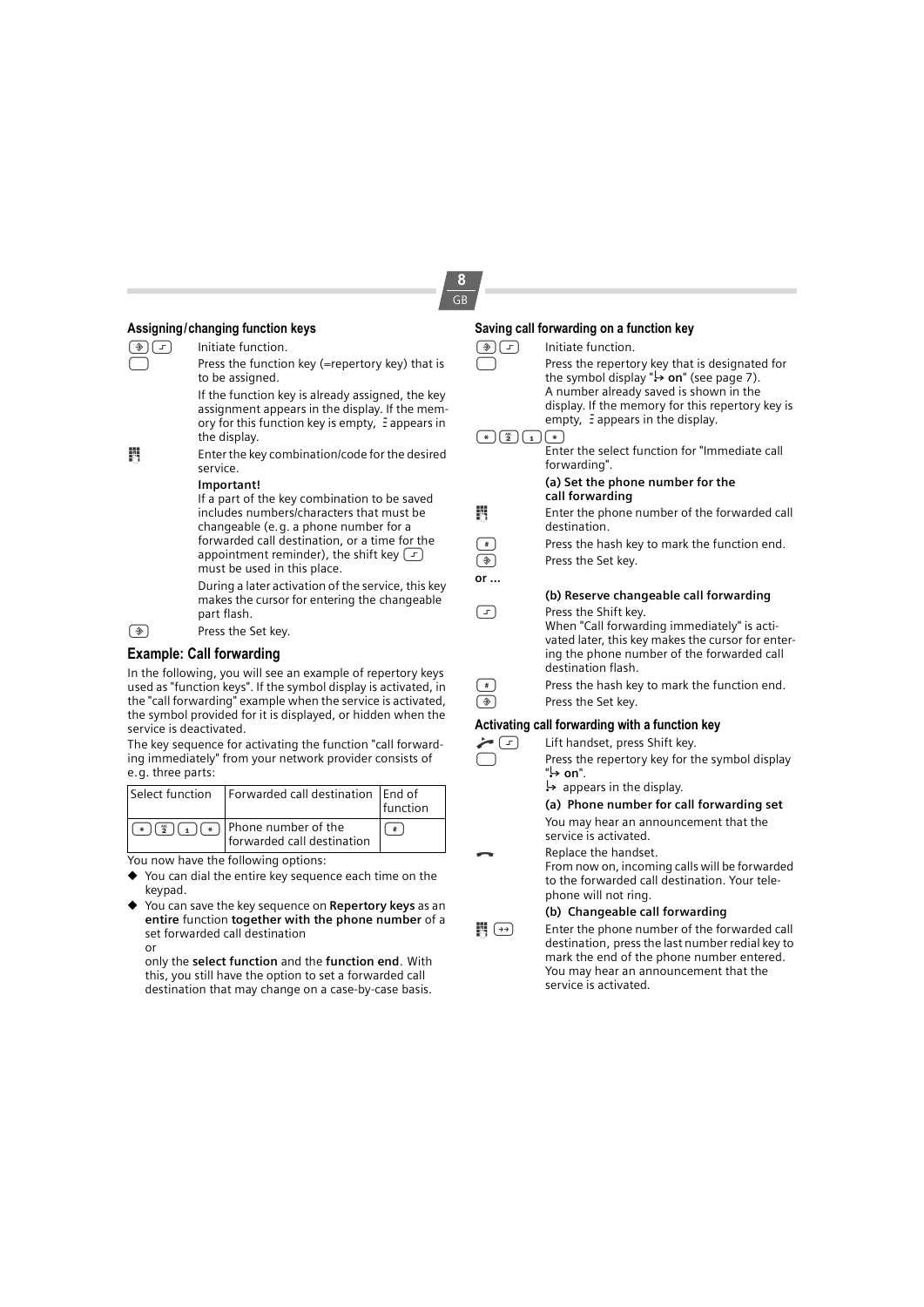## Assigning/changing function keys

[Set] [Shift] Initiate function.

[ ] Press the function key (=repertory key) that is to be assigned.

If the function key is already assigned, the key assignment appears in the display. If the memory for this function key is empty, ⋮ appears in the display.

[Keypad] Enter the key combination/code for the desired service.

**Important!**
If a part of the key combination to be saved includes numbers/characters that must be changeable (e.g. a phone number for a forwarded call destination, or a time for the appointment reminder), the shift key [Shift] must be used in this place.

During a later activation of the service, this key makes the cursor for entering the changeable part flash.

[Set] Press the Set key.

## Example: Call forwarding

In the following, you will see an example of repertory keys used as "function keys". If the symbol display is activated, in the "call forwarding" example when the service is activated, the symbol provided for it is displayed, or hidden when the service is deactivated.

The key sequence for activating the function "call forwarding immediately" from your network provider consists of e.g. three parts:

| Select function | Forwarded call destination | End of function |
|---|---|---|
| [*] [2] [1] [*] | Phone number of the forwarded call destination | [#] |

You now have the following options:

- You can dial the entire key sequence each time on the keypad.
- You can save the key sequence on **Repertory keys** as an **entire** function **together with the phone number** of a set forwarded call destination
  or
  only the **select function** and the **function end**. With this, you still have the option to set a forwarded call destination that may change on a case-by-case basis.

## Saving call forwarding on a function key

[Set] [Shift] Initiate function.

[ ] Press the repertory key that is designated for the symbol display "↳ **on**" (see page 7). A number already saved is shown in the display. If the memory for this repertory key is empty, ⋮ appears in the display.

[*] [2] [1] [*] Enter the select function for "Immediate call forwarding".

**(a) Set the phone number for the call forwarding**

[Keypad] Enter the phone number of the forwarded call destination.

[#] Press the hash key to mark the function end.

[Set] Press the Set key.

**or ...**

**(b) Reserve changeable call forwarding**

[Shift] Press the Shift key.
When "Call forwarding immediately" is activated later, this key makes the cursor for entering the phone number of the forwarded call destination flash.

[#] Press the hash key to mark the function end.

[Set] Press the Set key.

## Activating call forwarding with a function key

[Lift handset] [Shift] Lift handset, press Shift key.

[ ] Press the repertory key for the symbol display "↳ **on**".

↳ appears in the display.

**(a) Phone number for call forwarding set**

You may hear an announcement that the service is activated.

[Replace handset] Replace the handset.
From now on, incoming calls will be forwarded to the forwarded call destination. Your telephone will not ring.

**(b) Changeable call forwarding**

[Keypad] [Redial] Enter the phone number of the forwarded call destination, press the last number redial key to mark the end of the phone number entered. You may hear an announcement that the service is activated.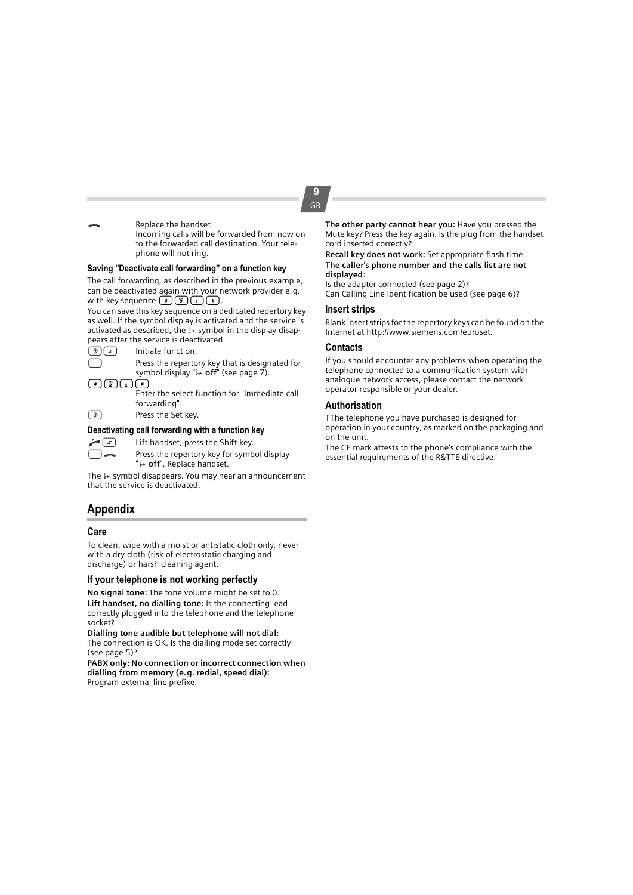Replace the handset.
Incoming calls will be forwarded from now on to the forwarded call destination. Your telephone will not ring.

### Saving "Deactivate call forwarding" on a function key

The call forwarding, as described in the previous example, can be deactivated again with your network provider e.g. with key sequence # 2 1 #.

You can save this key sequence on a dedicated repertory key as well. If the symbol display is activated and the service is activated as described, the ↦ symbol in the display disappears after the service is deactivated.

Initiate function.

Press the repertory key that is designated for symbol display "↦ **off**" (see page 7).

# 2 1 #
Enter the select function for "Immediate call forwarding".

Press the Set key.

### Deactivating call forwarding with a function key

Lift handset, press the Shift key.

Press the repertory key for symbol display "↦ **off**". Replace handset.

The ↦ symbol disappears. You may hear an announcement that the service is deactivated.

## Appendix

### Care

To clean, wipe with a moist or antistatic cloth only, never with a dry cloth (risk of electrostatic charging and discharge) or harsh cleaning agent.

### If your telephone is not working perfectly

**No signal tone:** The tone volume might be set to 0.

**Lift handset, no dialling tone:** Is the connecting lead correctly plugged into the telephone and the telephone socket?

**Dialling tone audible but telephone will not dial:** The connection is OK. Is the dialling mode set correctly (see page 5)?

**PABX only: No connection or incorrect connection when dialling from memory (e.g. redial, speed dial):** Program external line prefixe.

**The other party cannot hear you:** Have you pressed the Mute key? Press the key again. Is the plug from the handset cord inserted correctly?

**Recall key does not work:** Set appropriate flash time.

**The caller's phone number and the calls list are not displayed**:
Is the adapter connected (see page 2)?
Can Calling Line Identification be used (see page 6)?

### Insert strips

Blank insert strips for the repertory keys can be found on the Internet at http://www.siemens.com/euroset.

### Contacts

If you should encounter any problems when operating the telephone connected to a communication system with analogue network access, please contact the network operator responsible or your dealer.

### Authorisation

TThe telephone you have purchased is designed for operation in your country, as marked on the packaging and on the unit.

The CE mark attests to the phone's compliance with the essential requirements of the R&TTE directive.